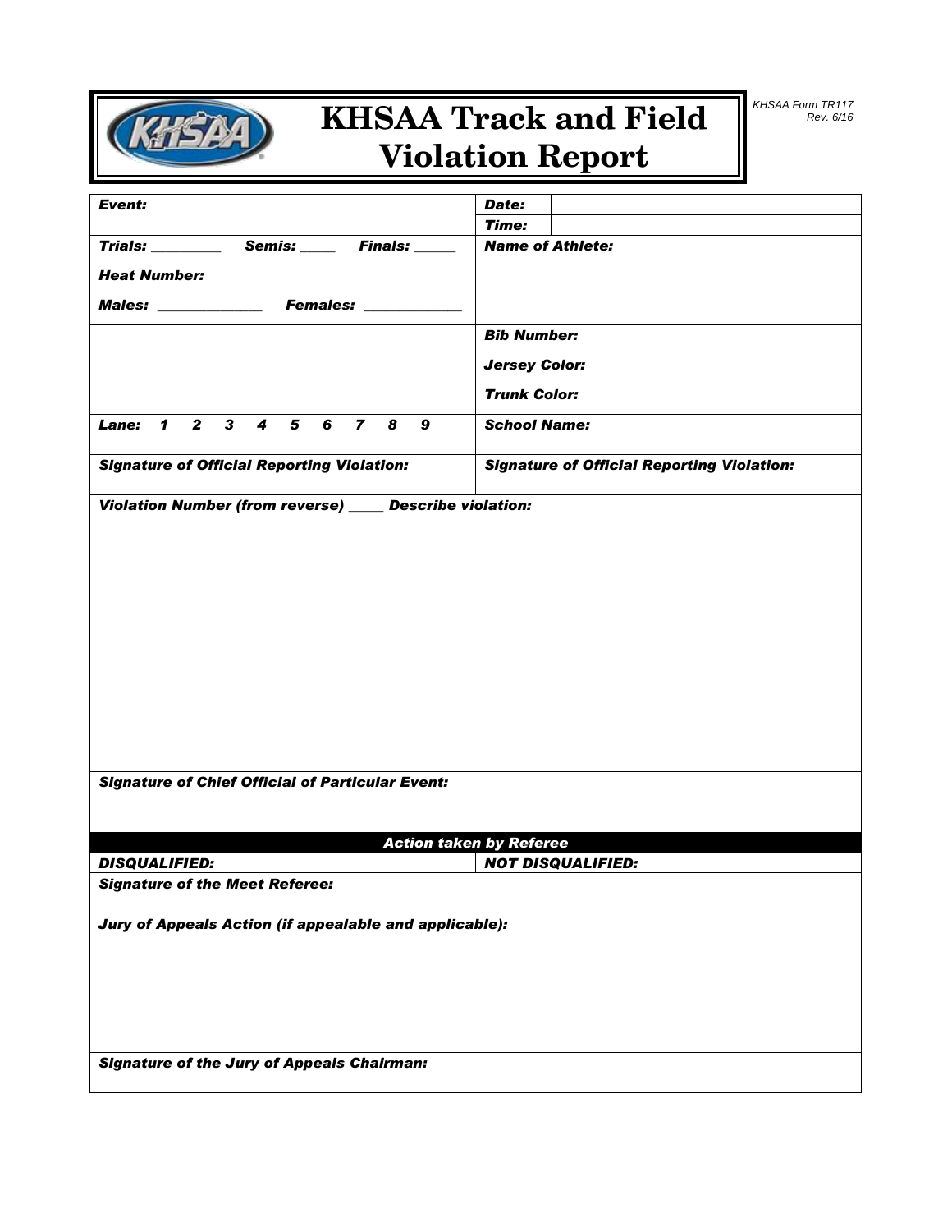# KHSAA Track and Field Violation Report

KHSAA Form TR117
Rev. 6/16

| | | |
|---|---|---|
| ***Event:*** | ***Date:*** | |
| | ***Time:*** | |
| ***Trials:*** _________ ***Semis:*** _____ ***Finals:*** ______<br><br>***Heat Number:***<br><br>***Males:*** ______________ ***Females:*** _____________ | ***Name of Athlete:*** | |
| | ***Bib Number:***<br><br>***Jersey Color:***<br><br>***Trunk Color:*** | |
| ***Lane: 1 2 3 4 5 6 7 8 9*** | ***School Name:*** | |
| ***Signature of Official Reporting Violation:*** | ***Signature of Official Reporting Violation:*** | |

***Violation Number (from reverse)*** _____ ***Describe violation:***

***Signature of Chief Official of Particular Event:***

| ***Action taken by Referee*** | |
|---|---|
| ***DISQUALIFIED:*** | ***NOT DISQUALIFIED:*** |
| ***Signature of the Meet Referee:*** | |

***Jury of Appeals Action (if appealable and applicable):***

***Signature of the Jury of Appeals Chairman:***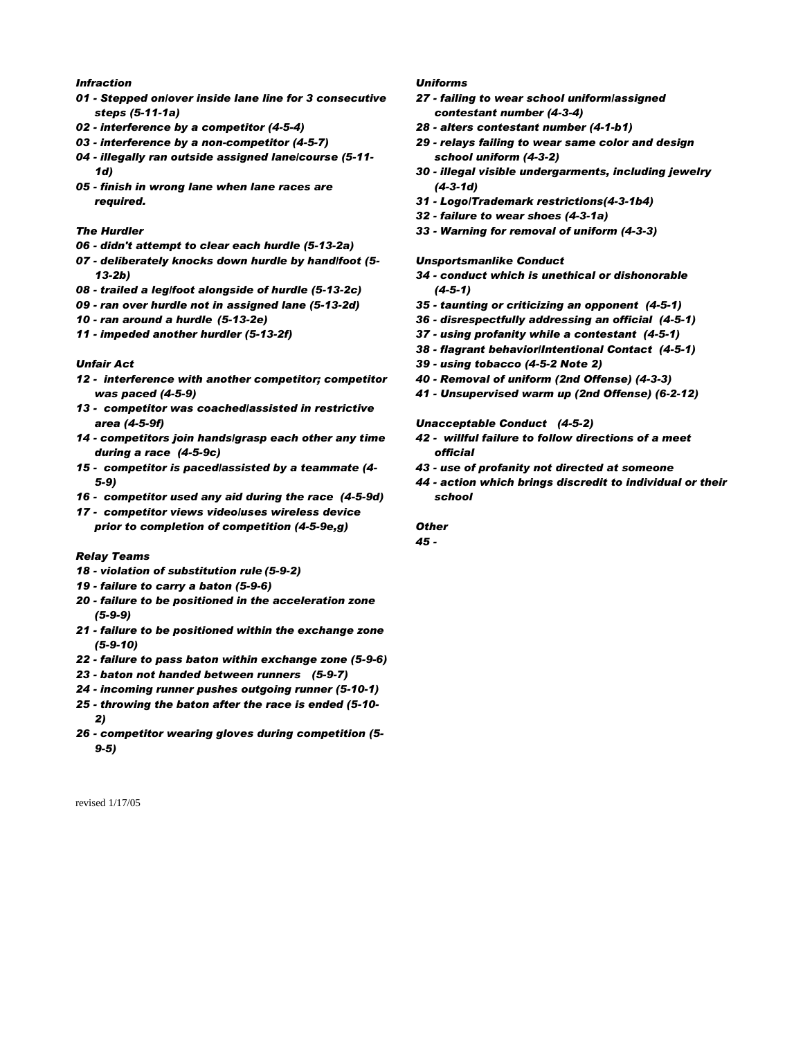*Infraction*

*01 - Stepped on/over inside lane line for 3 consecutive steps (5-11-1a)*
*02 - interference by a competitor (4-5-4)*
*03 - interference by a non-competitor (4-5-7)*
*04 - illegally ran outside assigned lane/course (5-11-1d)*
*05 - finish in wrong lane when lane races are required.*

*The Hurdler*

*06 - didn't attempt to clear each hurdle (5-13-2a)*
*07 - deliberately knocks down hurdle by hand/foot (5-13-2b)*
*08 - trailed a leg/foot alongside of hurdle (5-13-2c)*
*09 - ran over hurdle not in assigned lane (5-13-2d)*
*10 - ran around a hurdle (5-13-2e)*
*11 - impeded another hurdler (5-13-2f)*

*Unfair Act*

*12 - interference with another competitor; competitor was paced (4-5-9)*
*13 - competitor was coached/assisted in restrictive area (4-5-9f)*
*14 - competitors join hands/grasp each other any time during a race (4-5-9c)*
*15 - competitor is paced/assisted by a teammate (4-5-9)*
*16 - competitor used any aid during the race (4-5-9d)*
*17 - competitor views video/uses wireless device prior to completion of competition (4-5-9e,g)*

*Relay Teams*

*18 - violation of substitution rule (5-9-2)*
*19 - failure to carry a baton (5-9-6)*
*20 - failure to be positioned in the acceleration zone (5-9-9)*
*21 - failure to be positioned within the exchange zone (5-9-10)*
*22 - failure to pass baton within exchange zone (5-9-6)*
*23 - baton not handed between runners (5-9-7)*
*24 - incoming runner pushes outgoing runner (5-10-1)*
*25 - throwing the baton after the race is ended (5-10-2)*
*26 - competitor wearing gloves during competition (5-9-5)*

*Uniforms*

*27 - failing to wear school uniform/assigned contestant number (4-3-4)*
*28 - alters contestant number (4-1-b1)*
*29 - relays failing to wear same color and design school uniform (4-3-2)*
*30 - illegal visible undergarments, including jewelry (4-3-1d)*
*31 - Logo/Trademark restrictions(4-3-1b4)*
*32 - failure to wear shoes (4-3-1a)*
*33 - Warning for removal of uniform (4-3-3)*

*Unsportsmanlike Conduct*

*34 - conduct which is unethical or dishonorable (4-5-1)*
*35 - taunting or criticizing an opponent (4-5-1)*
*36 - disrespectfully addressing an official (4-5-1)*
*37 - using profanity while a contestant (4-5-1)*
*38 - flagrant behavior/Intentional Contact (4-5-1)*
*39 - using tobacco (4-5-2 Note 2)*
*40 - Removal of uniform (2nd Offense) (4-3-3)*
*41 - Unsupervised warm up (2nd Offense) (6-2-12)*

*Unacceptable Conduct (4-5-2)*

*42 - willful failure to follow directions of a meet official*
*43 - use of profanity not directed at someone*
*44 - action which brings discredit to individual or their school*

*Other*

*45 -*

revised 1/17/05